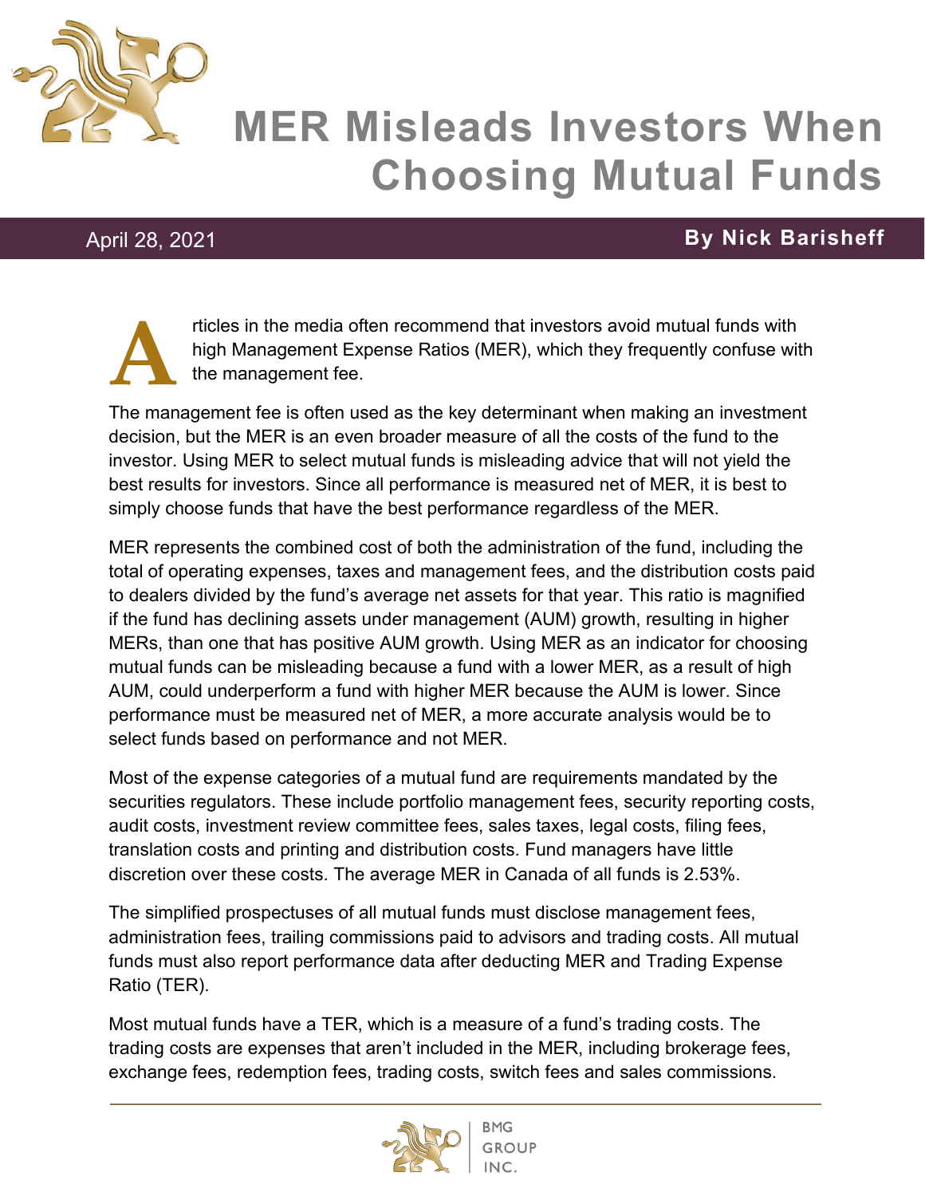# MER Misleads Investors When Choosing Mutual Funds

April 28, 2021 **By Nick Barisheff**

Articles in the media often recommend that investors avoid mutual funds with high Management Expense Ratios (MER), which they frequently confuse with the management fee.

The management fee is often used as the key determinant when making an investment decision, but the MER is an even broader measure of all the costs of the fund to the investor. Using MER to select mutual funds is misleading advice that will not yield the best results for investors. Since all performance is measured net of MER, it is best to simply choose funds that have the best performance regardless of the MER.

MER represents the combined cost of both the administration of the fund, including the total of operating expenses, taxes and management fees, and the distribution costs paid to dealers divided by the fund's average net assets for that year. This ratio is magnified if the fund has declining assets under management (AUM) growth, resulting in higher MERs, than one that has positive AUM growth. Using MER as an indicator for choosing mutual funds can be misleading because a fund with a lower MER, as a result of high AUM, could underperform a fund with higher MER because the AUM is lower. Since performance must be measured net of MER, a more accurate analysis would be to select funds based on performance and not MER.

Most of the expense categories of a mutual fund are requirements mandated by the securities regulators. These include portfolio management fees, security reporting costs, audit costs, investment review committee fees, sales taxes, legal costs, filing fees, translation costs and printing and distribution costs. Fund managers have little discretion over these costs. The average MER in Canada of all funds is 2.53%.

The simplified prospectuses of all mutual funds must disclose management fees, administration fees, trailing commissions paid to advisors and trading costs. All mutual funds must also report performance data after deducting MER and Trading Expense Ratio (TER).

Most mutual funds have a TER, which is a measure of a fund's trading costs. The trading costs are expenses that aren't included in the MER, including brokerage fees, exchange fees, redemption fees, trading costs, switch fees and sales commissions.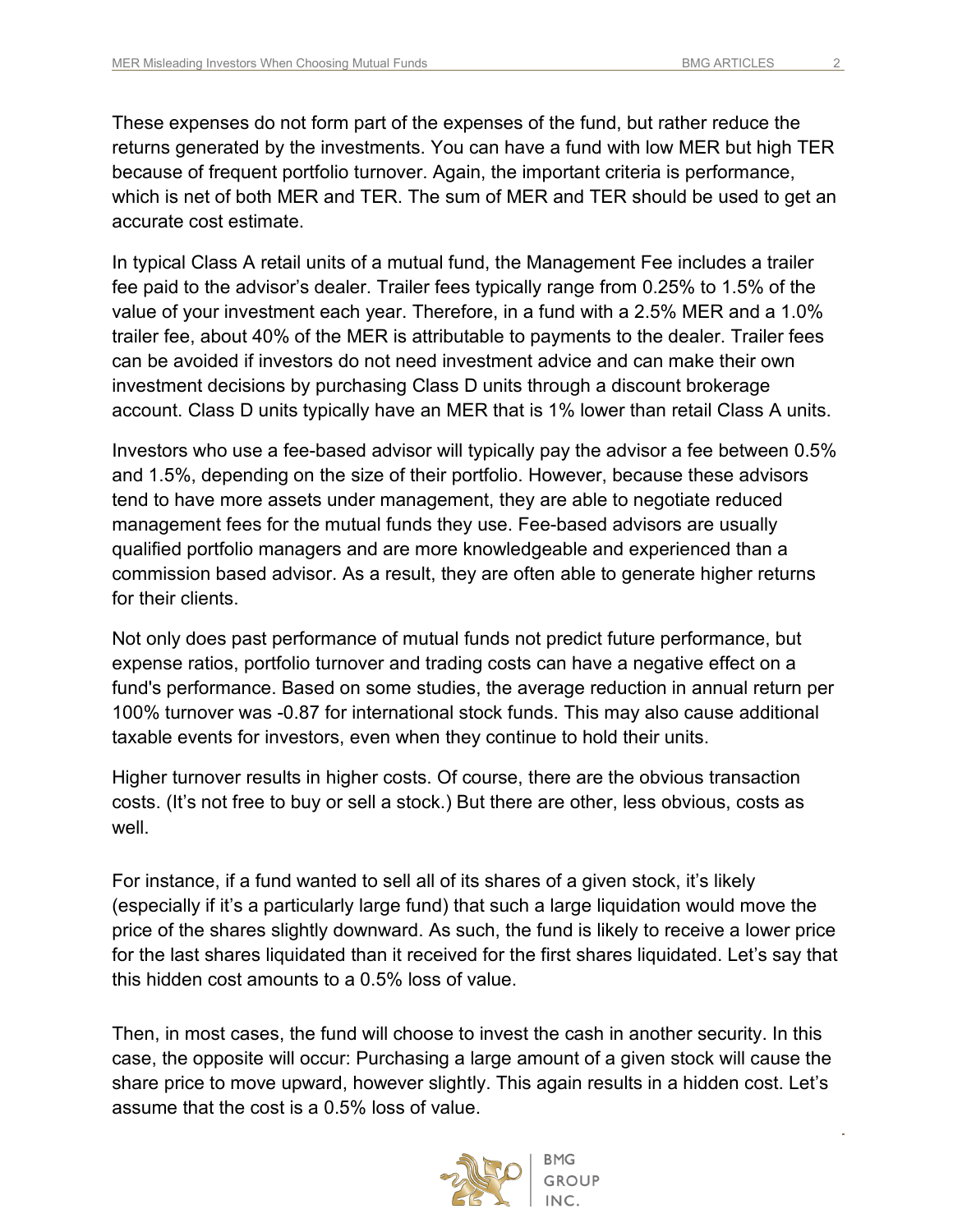These expenses do not form part of the expenses of the fund, but rather reduce the returns generated by the investments. You can have a fund with low MER but high TER because of frequent portfolio turnover. Again, the important criteria is performance, which is net of both MER and TER. The sum of MER and TER should be used to get an accurate cost estimate.

In typical Class A retail units of a mutual fund, the Management Fee includes a trailer fee paid to the advisor's dealer. Trailer fees typically range from 0.25% to 1.5% of the value of your investment each year. Therefore, in a fund with a 2.5% MER and a 1.0% trailer fee, about 40% of the MER is attributable to payments to the dealer. Trailer fees can be avoided if investors do not need investment advice and can make their own investment decisions by purchasing Class D units through a discount brokerage account. Class D units typically have an MER that is 1% lower than retail Class A units.

Investors who use a fee-based advisor will typically pay the advisor a fee between 0.5% and 1.5%, depending on the size of their portfolio. However, because these advisors tend to have more assets under management, they are able to negotiate reduced management fees for the mutual funds they use. Fee-based advisors are usually qualified portfolio managers and are more knowledgeable and experienced than a commission based advisor. As a result, they are often able to generate higher returns for their clients.

Not only does past performance of mutual funds not predict future performance, but expense ratios, portfolio turnover and trading costs can have a negative effect on a fund's performance. Based on some studies, the average reduction in annual return per 100% turnover was -0.87 for international stock funds. This may also cause additional taxable events for investors, even when they continue to hold their units.

Higher turnover results in higher costs. Of course, there are the obvious transaction costs. (It's not free to buy or sell a stock.) But there are other, less obvious, costs as well.

For instance, if a fund wanted to sell all of its shares of a given stock, it's likely (especially if it's a particularly large fund) that such a large liquidation would move the price of the shares slightly downward. As such, the fund is likely to receive a lower price for the last shares liquidated than it received for the first shares liquidated. Let's say that this hidden cost amounts to a 0.5% loss of value.

Then, in most cases, the fund will choose to invest the cash in another security. In this case, the opposite will occur: Purchasing a large amount of a given stock will cause the share price to move upward, however slightly. This again results in a hidden cost. Let's assume that the cost is a 0.5% loss of value.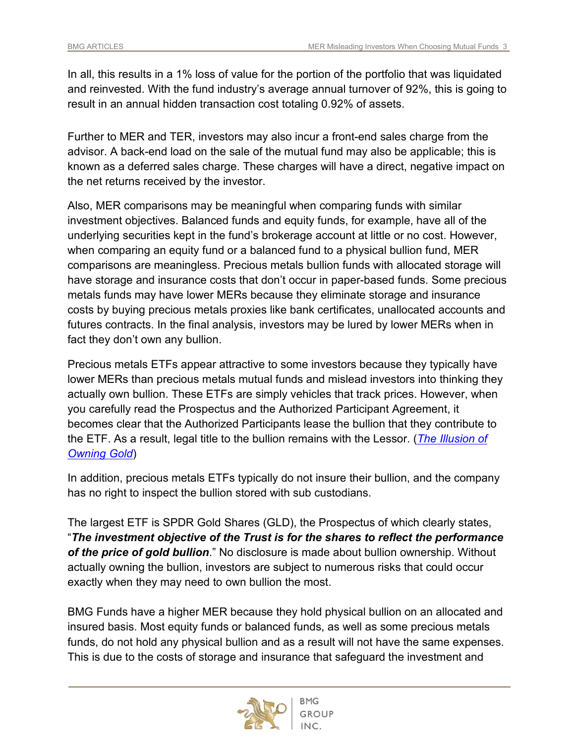In all, this results in a 1% loss of value for the portion of the portfolio that was liquidated and reinvested. With the fund industry's average annual turnover of 92%, this is going to result in an annual hidden transaction cost totaling 0.92% of assets.

Further to MER and TER, investors may also incur a front-end sales charge from the advisor. A back-end load on the sale of the mutual fund may also be applicable; this is known as a deferred sales charge. These charges will have a direct, negative impact on the net returns received by the investor.

Also, MER comparisons may be meaningful when comparing funds with similar investment objectives. Balanced funds and equity funds, for example, have all of the underlying securities kept in the fund's brokerage account at little or no cost. However, when comparing an equity fund or a balanced fund to a physical bullion fund, MER comparisons are meaningless. Precious metals bullion funds with allocated storage will have storage and insurance costs that don't occur in paper-based funds. Some precious metals funds may have lower MERs because they eliminate storage and insurance costs by buying precious metals proxies like bank certificates, unallocated accounts and futures contracts. In the final analysis, investors may be lured by lower MERs when in fact they don't own any bullion.

Precious metals ETFs appear attractive to some investors because they typically have lower MERs than precious metals mutual funds and mislead investors into thinking they actually own bullion. These ETFs are simply vehicles that track prices. However, when you carefully read the Prospectus and the Authorized Participant Agreement, it becomes clear that the Authorized Participants lease the bullion that they contribute to the ETF. As a result, legal title to the bullion remains with the Lessor. (*The Illusion of Owning Gold*)

In addition, precious metals ETFs typically do not insure their bullion, and the company has no right to inspect the bullion stored with sub custodians.

The largest ETF is SPDR Gold Shares (GLD), the Prospectus of which clearly states, "***The investment objective of the Trust is for the shares to reflect the performance of the price of gold bullion***." No disclosure is made about bullion ownership. Without actually owning the bullion, investors are subject to numerous risks that could occur exactly when they may need to own bullion the most.

BMG Funds have a higher MER because they hold physical bullion on an allocated and insured basis. Most equity funds or balanced funds, as well as some precious metals funds, do not hold any physical bullion and as a result will not have the same expenses. This is due to the costs of storage and insurance that safeguard the investment and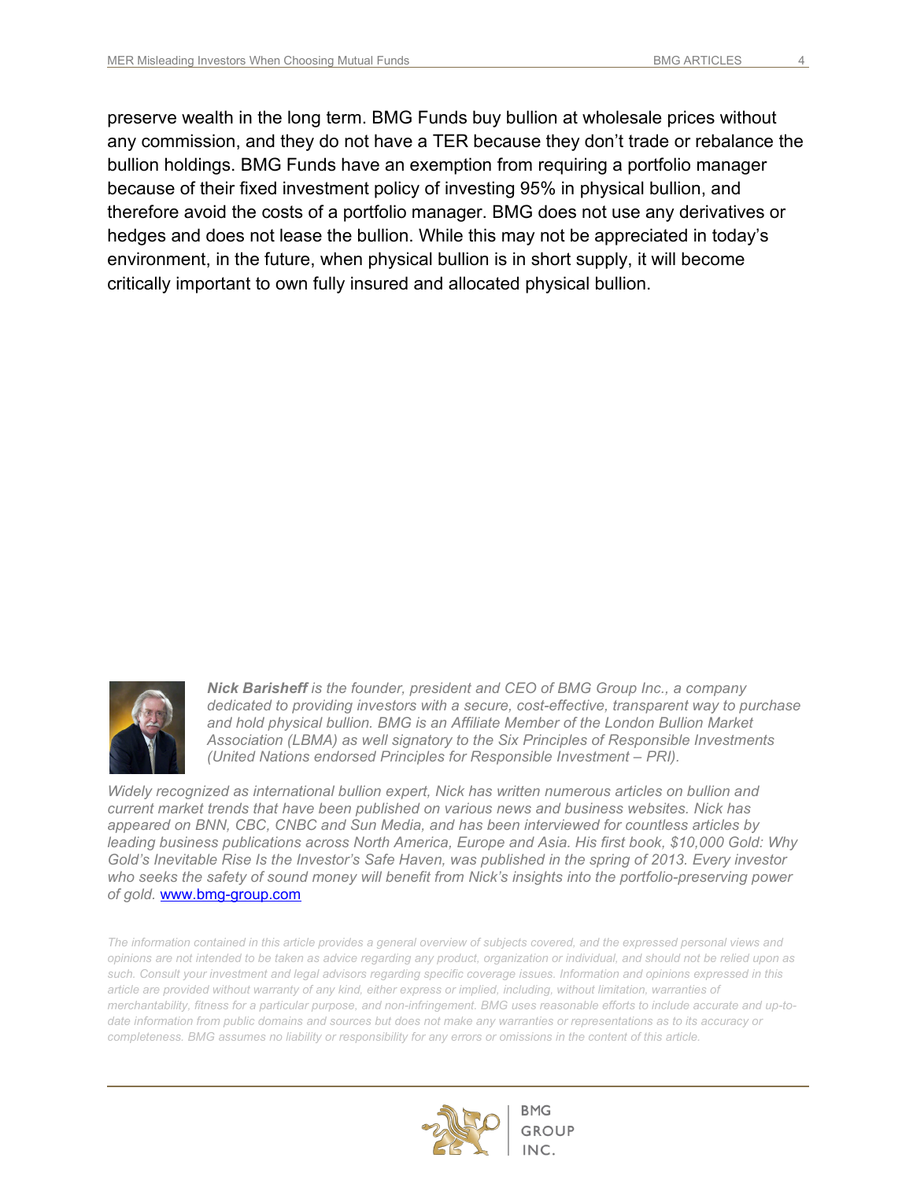preserve wealth in the long term. BMG Funds buy bullion at wholesale prices without any commission, and they do not have a TER because they don't trade or rebalance the bullion holdings. BMG Funds have an exemption from requiring a portfolio manager because of their fixed investment policy of investing 95% in physical bullion, and therefore avoid the costs of a portfolio manager. BMG does not use any derivatives or hedges and does not lease the bullion. While this may not be appreciated in today's environment, in the future, when physical bullion is in short supply, it will become critically important to own fully insured and allocated physical bullion.

***Nick Barisheff*** *is the founder, president and CEO of BMG Group Inc., a company dedicated to providing investors with a secure, cost-effective, transparent way to purchase and hold physical bullion. BMG is an Affiliate Member of the London Bullion Market Association (LBMA) as well signatory to the Six Principles of Responsible Investments (United Nations endorsed Principles for Responsible Investment – PRI).*

*Widely recognized as international bullion expert, Nick has written numerous articles on bullion and current market trends that have been published on various news and business websites. Nick has appeared on BNN, CBC, CNBC and Sun Media, and has been interviewed for countless articles by leading business publications across North America, Europe and Asia. His first book, $10,000 Gold: Why Gold's Inevitable Rise Is the Investor's Safe Haven, was published in the spring of 2013. Every investor who seeks the safety of sound money will benefit from Nick's insights into the portfolio-preserving power of gold.* www.bmg-group.com

*The information contained in this article provides a general overview of subjects covered, and the expressed personal views and opinions are not intended to be taken as advice regarding any product, organization or individual, and should not be relied upon as such. Consult your investment and legal advisors regarding specific coverage issues. Information and opinions expressed in this article are provided without warranty of any kind, either express or implied, including, without limitation, warranties of merchantability, fitness for a particular purpose, and non-infringement. BMG uses reasonable efforts to include accurate and up-to-date information from public domains and sources but does not make any warranties or representations as to its accuracy or completeness. BMG assumes no liability or responsibility for any errors or omissions in the content of this article.*

BMG GROUP INC.